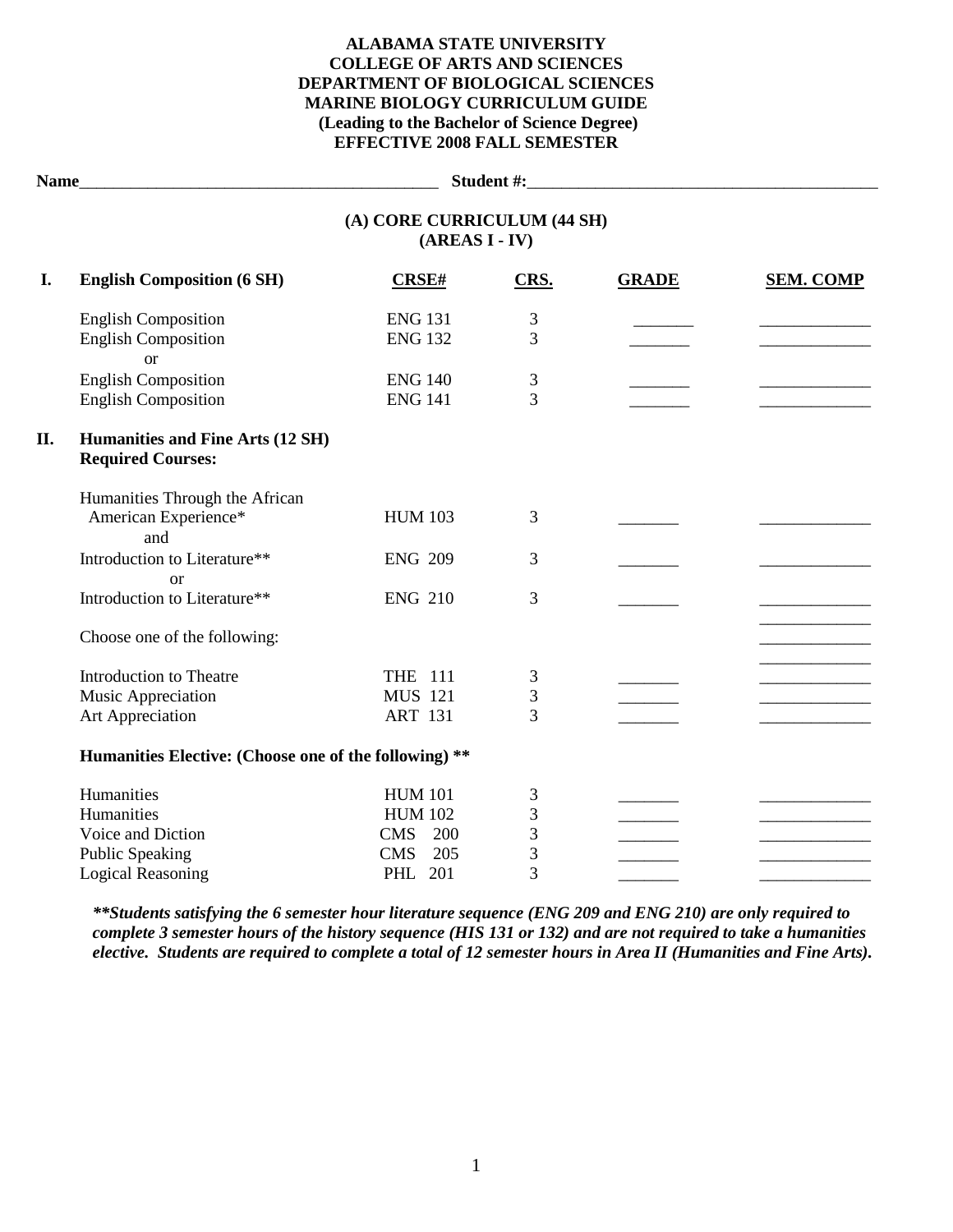**ALABAMA STATE UNIVERSITY**
**COLLEGE OF ARTS AND SCIENCES**
**DEPARTMENT OF BIOLOGICAL SCIENCES**
**MARINE BIOLOGY CURRICULUM GUIDE**
**(Leading to the Bachelor of Science Degree)**
**EFFECTIVE 2008 FALL SEMESTER**

**Name**\_\_\_\_\_\_\_\_\_\_\_\_\_\_\_\_\_\_\_\_\_\_\_\_\_\_\_\_\_\_\_\_\_\_\_\_\_\_\_\_\_\_\_\_ **Student #:**\_\_\_\_\_\_\_\_\_\_\_\_\_\_\_\_\_\_\_\_\_\_\_\_\_\_\_\_\_\_\_\_\_\_\_\_\_\_\_\_\_\_

## (A) CORE CURRICULUM (44 SH) (AREAS I - IV)

| | | CRSE# | CRS. | GRADE | SEM. COMP |
|---|---|---|---|---|---|
| **I.** | **English Composition (6 SH)** | | | | |
| | English Composition | ENG 131 | 3 | _______ | _____________ |
| | English Composition | ENG 132 | 3 | _______ | _____________ |
| | or | | | | |
| | English Composition | ENG 140 | 3 | _______ | _____________ |
| | English Composition | ENG 141 | 3 | _______ | _____________ |
| **II.** | **Humanities and Fine Arts (12 SH)** | | | | |
| | **Required Courses:** | | | | |
| | Humanities Through the African American Experience* | HUM 103 | 3 | _______ | _____________ |
| | and | | | | |
| | Introduction to Literature** | ENG 209 | 3 | _______ | _____________ |
| | or | | | | |
| | Introduction to Literature** | ENG 210 | 3 | _______ | _____________ |
| | Choose one of the following: | | | | |
| | Introduction to Theatre | THE 111 | 3 | _______ | _____________ |
| | Music Appreciation | MUS 121 | 3 | _______ | _____________ |
| | Art Appreciation | ART 131 | 3 | _______ | _____________ |
| | **Humanities Elective: (Choose one of the following) \*\*** | | | | |
| | Humanities | HUM 101 | 3 | _______ | _____________ |
| | Humanities | HUM 102 | 3 | _______ | _____________ |
| | Voice and Diction | CMS 200 | 3 | _______ | _____________ |
| | Public Speaking | CMS 205 | 3 | _______ | _____________ |
| | Logical Reasoning | PHL 201 | 3 | _______ | _____________ |

***\*\*Students satisfying the 6 semester hour literature sequence (ENG 209 and ENG 210) are only required to complete 3 semester hours of the history sequence (HIS 131 or 132) and are not required to take a humanities elective. Students are required to complete a total of 12 semester hours in Area II (Humanities and Fine Arts).***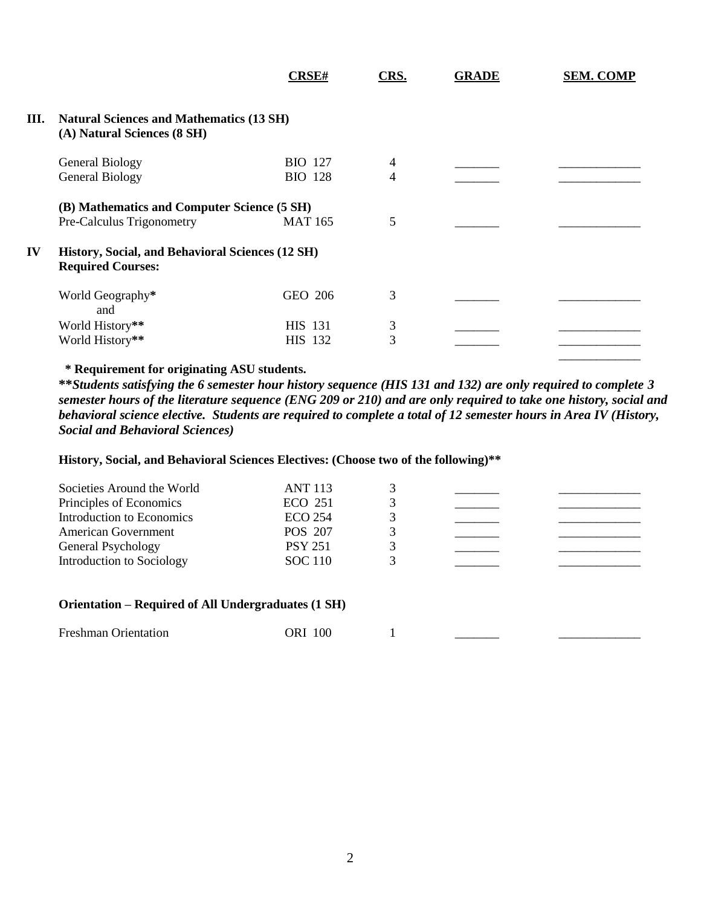| | CRSE# | CRS. | GRADE | SEM. COMP |
|---|---|---|---|---|
| **III. Natural Sciences and Mathematics (13 SH)** | | | | |
| **(A) Natural Sciences (8 SH)** | | | | |
| General Biology | BIO 127 | 4 | _______ | _____________ |
| General Biology | BIO 128 | 4 | _______ | _____________ |
| **(B) Mathematics and Computer Science (5 SH)** | | | | |
| Pre-Calculus Trigonometry | MAT 165 | 5 | _______ | _____________ |
| **IV History, Social, and Behavioral Sciences (12 SH)** | | | | |
| **Required Courses:** | | | | |
| World Geography**\*** | GEO 206 | 3 | _______ | _____________ |
| and | | | | |
| World History**\*\*** | HIS 131 | 3 | _______ | _____________ |
| World History**\*\*** | HIS 132 | 3 | _______ | _____________ |
| | | | | _____________ |

**\* Requirement for originating ASU students.**

***\*\*Students satisfying the 6 semester hour history sequence (HIS 131 and 132) are only required to complete 3 semester hours of the literature sequence (ENG 209 or 210) and are only required to take one history, social and behavioral science elective. Students are required to complete a total of 12 semester hours in Area IV (History, Social and Behavioral Sciences)***

**History, Social, and Behavioral Sciences Electives: (Choose two of the following)\*\***

| | CRSE# | CRS. | GRADE | SEM. COMP |
|---|---|---|---|---|
| Societies Around the World | ANT 113 | 3 | _______ | _____________ |
| Principles of Economics | ECO 251 | 3 | _______ | _____________ |
| Introduction to Economics | ECO 254 | 3 | _______ | _____________ |
| American Government | POS 207 | 3 | _______ | _____________ |
| General Psychology | PSY 251 | 3 | _______ | _____________ |
| Introduction to Sociology | SOC 110 | 3 | _______ | _____________ |

**Orientation – Required of All Undergraduates (1 SH)**

| | CRSE# | CRS. | GRADE | SEM. COMP |
|---|---|---|---|---|
| Freshman Orientation | ORI 100 | 1 | _______ | _____________ |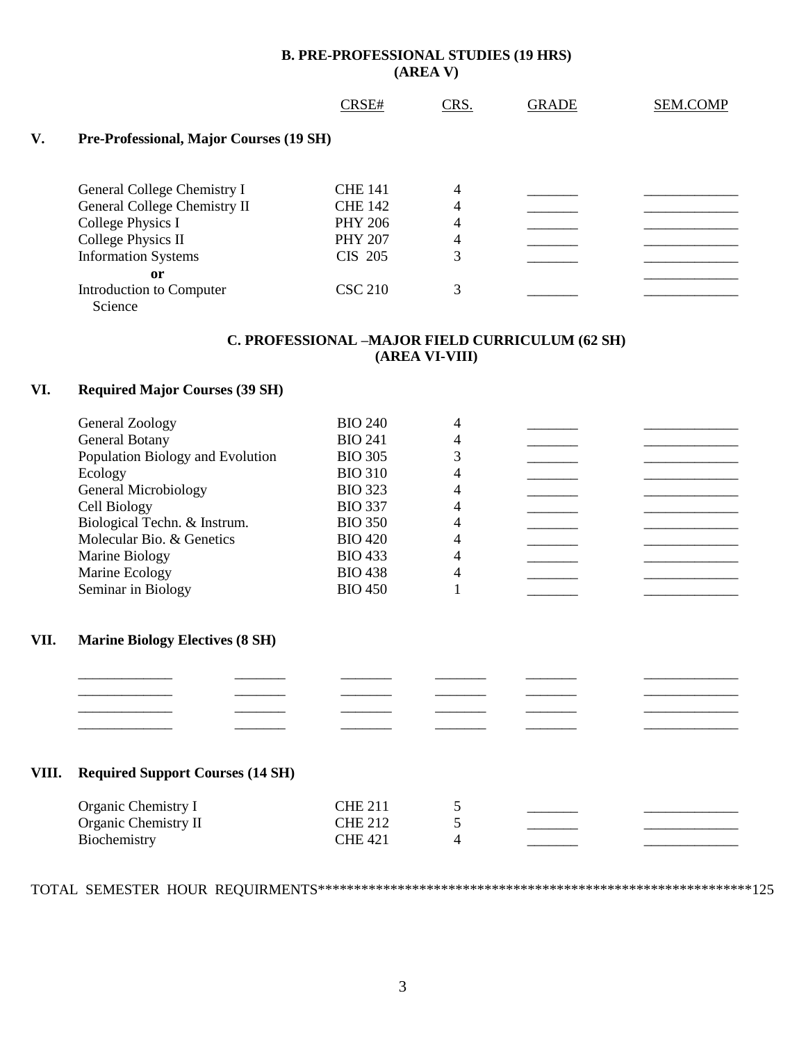## B. PRE-PROFESSIONAL STUDIES (19 HRS)
## (AREA V)

| | CRSE# | CRS. | GRADE | SEM.COMP |
|---|---|---|---|---|
| **V. Pre-Professional, Major Courses (19 SH)** | | | | |
| General College Chemistry I | CHE 141 | 4 | _______ | _____________ |
| General College Chemistry II | CHE 142 | 4 | _______ | _____________ |
| College Physics I | PHY 206 | 4 | _______ | _____________ |
| College Physics II | PHY 207 | 4 | _______ | _____________ |
| Information Systems | CIS 205 | 3 | _______ | _____________ |
| **or** | | | | _____________ |
| Introduction to Computer Science | CSC 210 | 3 | _______ | _____________ |

## C. PROFESSIONAL –MAJOR FIELD CURRICULUM (62 SH)
## (AREA VI-VIII)

### VI. Required Major Courses (39 SH)

| | CRSE# | CRS. | GRADE | SEM.COMP |
|---|---|---|---|---|
| General Zoology | BIO 240 | 4 | _______ | _____________ |
| General Botany | BIO 241 | 4 | _______ | _____________ |
| Population Biology and Evolution | BIO 305 | 3 | _______ | _____________ |
| Ecology | BIO 310 | 4 | _______ | _____________ |
| General Microbiology | BIO 323 | 4 | _______ | _____________ |
| Cell Biology | BIO 337 | 4 | _______ | _____________ |
| Biological Techn. & Instrum. | BIO 350 | 4 | _______ | _____________ |
| Molecular Bio. & Genetics | BIO 420 | 4 | _______ | _____________ |
| Marine Biology | BIO 433 | 4 | _______ | _____________ |
| Marine Ecology | BIO 438 | 4 | _______ | _____________ |
| Seminar in Biology | BIO 450 | 1 | _______ | _____________ |

### VII. Marine Biology Electives (8 SH)

| | | | | | |
|---|---|---|---|---|---|
| _____________ | _______ | _______ | _______ | _______ | _____________ |
| _____________ | _______ | _______ | _______ | _______ | _____________ |
| _____________ | _______ | _______ | _______ | _______ | _____________ |
| _____________ | _______ | _______ | _______ | _______ | _____________ |

### VIII. Required Support Courses (14 SH)

| | CRSE# | CRS. | GRADE | SEM.COMP |
|---|---|---|---|---|
| Organic Chemistry I | CHE 211 | 5 | _______ | _____________ |
| Organic Chemistry II | CHE 212 | 5 | _______ | _____________ |
| Biochemistry | CHE 421 | 4 | _______ | _____________ |

TOTAL SEMESTER HOUR REQUIRMENTS************************************************************125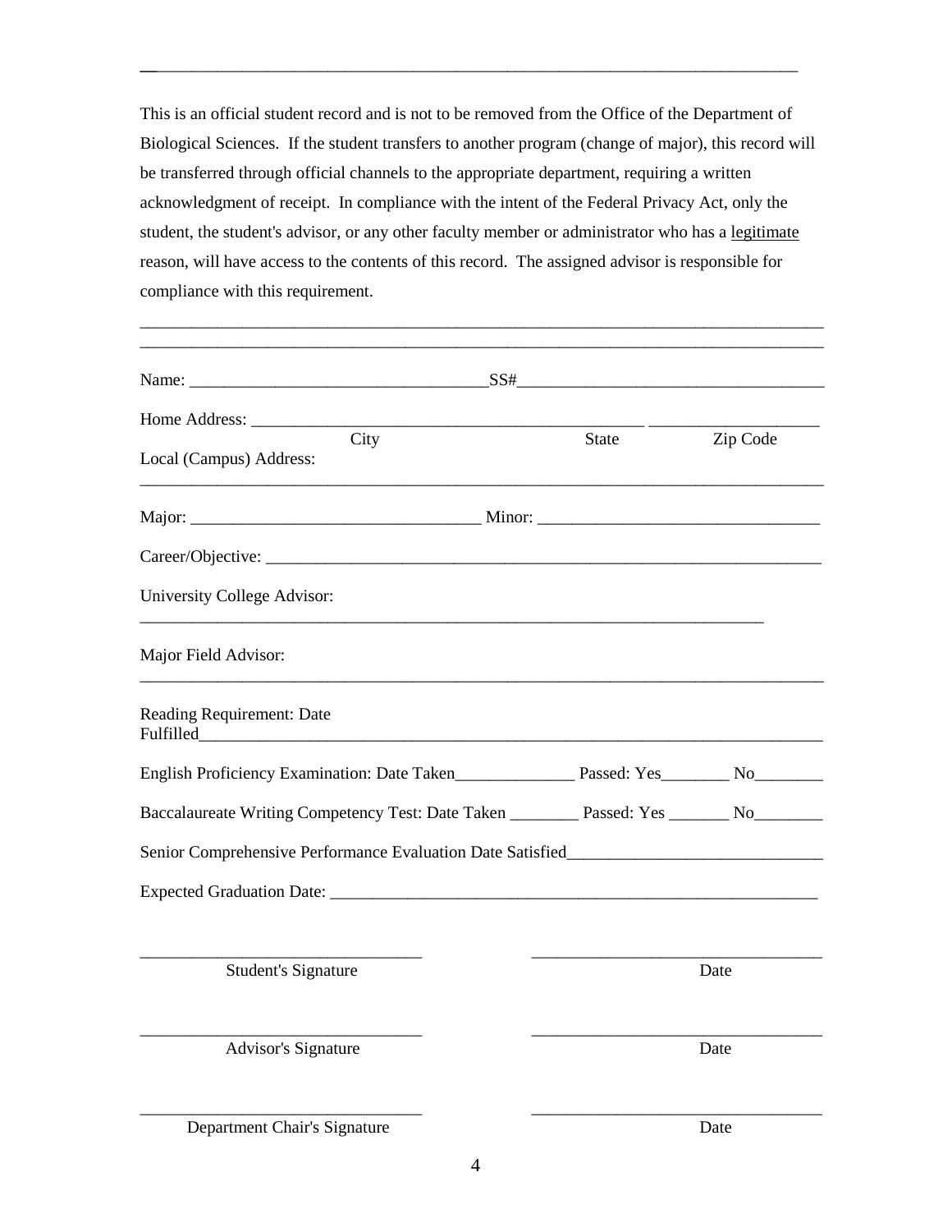This is an official student record and is not to be removed from the Office of the Department of Biological Sciences. If the student transfers to another program (change of major), this record will be transferred through official channels to the appropriate department, requiring a written acknowledgment of receipt. In compliance with the intent of the Federal Privacy Act, only the student, the student's advisor, or any other faculty member or administrator who has a <u>legitimate</u> reason, will have access to the contents of this record. The assigned advisor is responsible for compliance with this requirement.

---

Name: ___________________________________SS#____________________________________

Home Address: ______________________________________________ ____________________
City State Zip Code

Local (Campus) Address: ______________________________________________________________

Major: _________________________________ Minor: ________________________________

Career/Objective: ____________________________________________________________________

University College Advisor: ____________________________________________________________

Major Field Advisor: _________________________________________________________________

Reading Requirement: Date Fulfilled___________________________________________________

English Proficiency Examination: Date Taken______________ Passed: Yes________ No________

Baccalaureate Writing Competency Test: Date Taken ________ Passed: Yes _______ No________

Senior Comprehensive Performance Evaluation Date Satisfied_____________________________

Expected Graduation Date: ____________________________________________________________

_________________________________ _________________________________
Student's Signature Date

_________________________________ _________________________________
Advisor's Signature Date

_________________________________ _________________________________
Department Chair's Signature Date